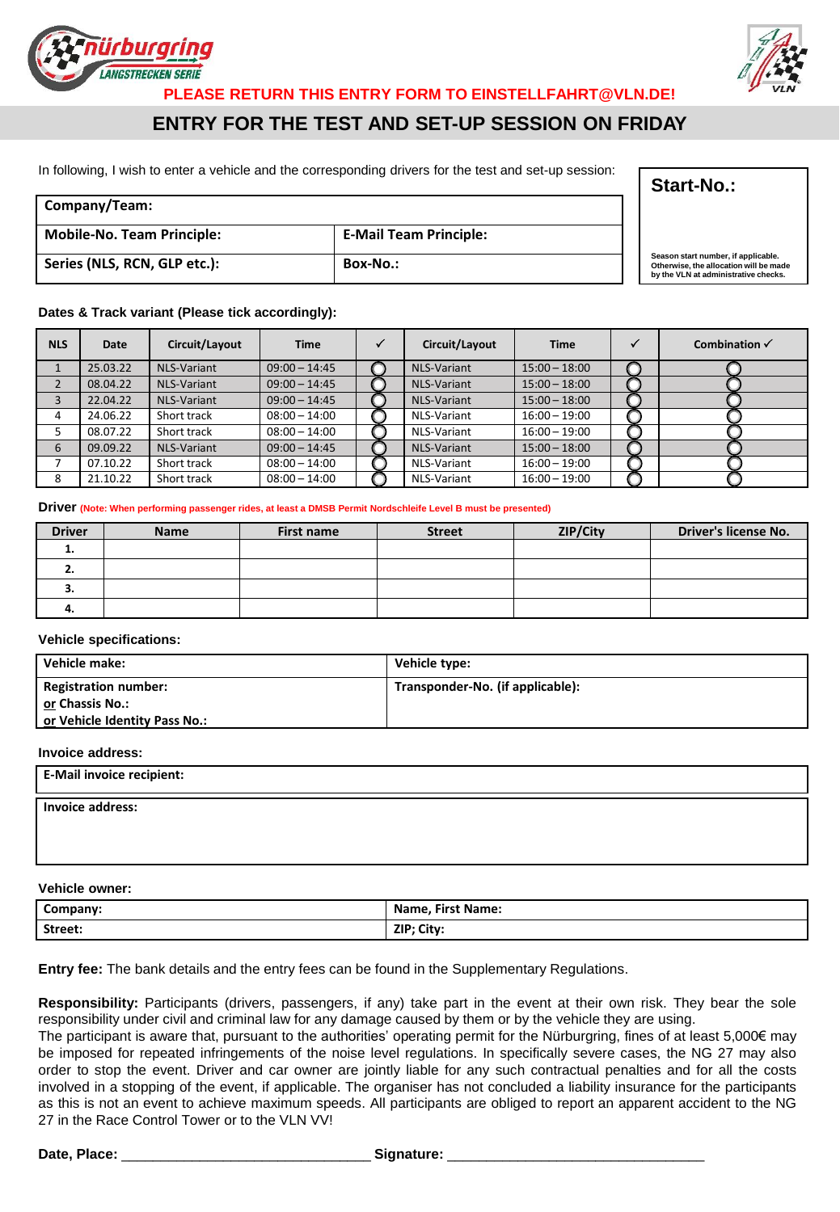**PLEASE RETURN THIS ENTRY FORM TO EINSTELLFAHRT@VLN.DE!**

# ENTRY FOR THE TEST AND SET-UP SESSION ON FRIDAY

In following, I wish to enter a vehicle and the corresponding drivers for the test and set-up session:

| **Company/Team:** | |
|---|---|
| **Mobile-No. Team Principle:** | **E-Mail Team Principle:** |
| **Series (NLS, RCN, GLP etc.):** | **Box-No.:** |

**Start-No.:**

Season start number, if applicable. Otherwise, the allocation will be made by the VLN at administrative checks.

**Dates & Track variant (Please tick accordingly):**

| NLS | Date | Circuit/Layout | Time | ✓ | Circuit/Layout | Time | ✓ | Combination ✓ |
|---|---|---|---|---|---|---|---|---|
| 1 | 25.03.22 | NLS-Variant | 09:00 – 14:45 | ◯ | NLS-Variant | 15:00 – 18:00 | ◯ | ◯ |
| 2 | 08.04.22 | NLS-Variant | 09:00 – 14:45 | ◯ | NLS-Variant | 15:00 – 18:00 | ◯ | ◯ |
| 3 | 22.04.22 | NLS-Variant | 09:00 – 14:45 | ◯ | NLS-Variant | 15:00 – 18:00 | ◯ | ◯ |
| 4 | 24.06.22 | Short track | 08:00 – 14:00 | ◯ | NLS-Variant | 16:00 – 19:00 | ◯ | ◯ |
| 5 | 08.07.22 | Short track | 08:00 – 14:00 | ◯ | NLS-Variant | 16:00 – 19:00 | ◯ | ◯ |
| 6 | 09.09.22 | NLS-Variant | 09:00 – 14:45 | ◯ | NLS-Variant | 15:00 – 18:00 | ◯ | ◯ |
| 7 | 07.10.22 | Short track | 08:00 – 14:00 | ◯ | NLS-Variant | 16:00 – 19:00 | ◯ | ◯ |
| 8 | 21.10.22 | Short track | 08:00 – 14:00 | ◯ | NLS-Variant | 16:00 – 19:00 | ◯ | ◯ |

**Driver** (Note: When performing passenger rides, at least a DMSB Permit Nordschleife Level B must be presented)

| Driver | Name | First name | Street | ZIP/City | Driver's license No. |
|---|---|---|---|---|---|
| 1. | | | | | |
| 2. | | | | | |
| 3. | | | | | |
| 4. | | | | | |

**Vehicle specifications:**

| **Vehicle make:** | **Vehicle type:** |
|---|---|
| **Registration number:** <br> **or Chassis No.:** <br> **or Vehicle Identity Pass No.:** | **Transponder-No. (if applicable):** |

**Invoice address:**

**E-Mail invoice recipient:**

**Invoice address:**

**Vehicle owner:**

| **Company:** | **Name, First Name:** |
|---|---|
| **Street:** | **ZIP; City:** |

**Entry fee:** The bank details and the entry fees can be found in the Supplementary Regulations.

**Responsibility:** Participants (drivers, passengers, if any) take part in the event at their own risk. They bear the sole responsibility under civil and criminal law for any damage caused by them or by the vehicle they are using.
The participant is aware that, pursuant to the authorities' operating permit for the Nürburgring, fines of at least 5,000€ may be imposed for repeated infringements of the noise level regulations. In specifically severe cases, the NG 27 may also order to stop the event. Driver and car owner are jointly liable for any such contractual penalties and for all the costs involved in a stopping of the event, if applicable. The organiser has not concluded a liability insurance for the participants as this is not an event to achieve maximum speeds. All participants are obliged to report an apparent accident to the NG 27 in the Race Control Tower or to the VLN VV!

**Date, Place:** ______________________________ **Signature:** ______________________________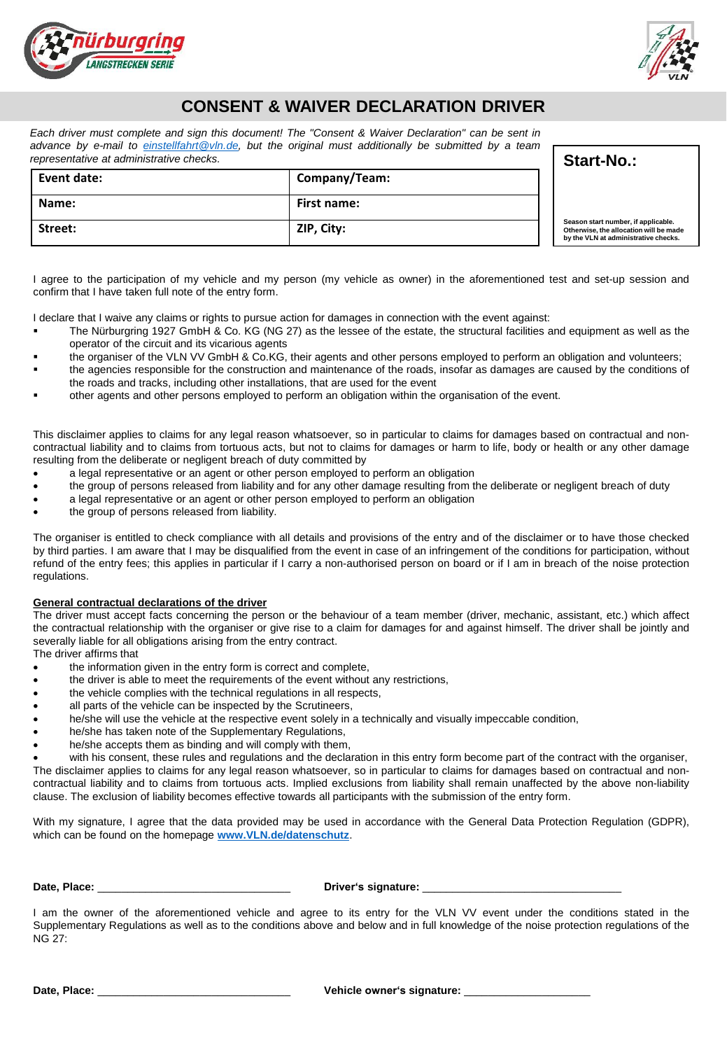# CONSENT & WAIVER DECLARATION DRIVER

*Each driver must complete and sign this document! The "Consent & Waiver Declaration" can be sent in advance by e-mail to einstellfahrt@vln.de, but the original must additionally be submitted by a team representative at administrative checks.*

| | |
|---|---|
| **Event date:** | **Company/Team:** |
| **Name:** | **First name:** |
| **Street:** | **ZIP, City:** |

**Start-No.:**

**Season start number, if applicable. Otherwise, the allocation will be made by the VLN at administrative checks.**

I agree to the participation of my vehicle and my person (my vehicle as owner) in the aforementioned test and set-up session and confirm that I have taken full note of the entry form.

I declare that I waive any claims or rights to pursue action for damages in connection with the event against:

- The Nürburgring 1927 GmbH & Co. KG (NG 27) as the lessee of the estate, the structural facilities and equipment as well as the operator of the circuit and its vicarious agents
- the organiser of the VLN VV GmbH & Co.KG, their agents and other persons employed to perform an obligation and volunteers;
- the agencies responsible for the construction and maintenance of the roads, insofar as damages are caused by the conditions of the roads and tracks, including other installations, that are used for the event
- other agents and other persons employed to perform an obligation within the organisation of the event.

This disclaimer applies to claims for any legal reason whatsoever, so in particular to claims for damages based on contractual and non-contractual liability and to claims from tortuous acts, but not to claims for damages or harm to life, body or health or any other damage resulting from the deliberate or negligent breach of duty committed by

- a legal representative or an agent or other person employed to perform an obligation
- the group of persons released from liability and for any other damage resulting from the deliberate or negligent breach of duty
- a legal representative or an agent or other person employed to perform an obligation
- the group of persons released from liability.

The organiser is entitled to check compliance with all details and provisions of the entry and of the disclaimer or to have those checked by third parties. I am aware that I may be disqualified from the event in case of an infringement of the conditions for participation, without refund of the entry fees; this applies in particular if I carry a non-authorised person on board or if I am in breach of the noise protection regulations.

**General contractual declarations of the driver**

The driver must accept facts concerning the person or the behaviour of a team member (driver, mechanic, assistant, etc.) which affect the contractual relationship with the organiser or give rise to a claim for damages for and against himself. The driver shall be jointly and severally liable for all obligations arising from the entry contract.

The driver affirms that

- the information given in the entry form is correct and complete,
- the driver is able to meet the requirements of the event without any restrictions,
- the vehicle complies with the technical regulations in all respects,
- all parts of the vehicle can be inspected by the Scrutineers,
- he/she will use the vehicle at the respective event solely in a technically and visually impeccable condition,
- he/she has taken note of the Supplementary Regulations,
- he/she accepts them as binding and will comply with them,
- with his consent, these rules and regulations and the declaration in this entry form become part of the contract with the organiser,

The disclaimer applies to claims for any legal reason whatsoever, so in particular to claims for damages based on contractual and non-contractual liability and to claims from tortuous acts. Implied exclusions from liability shall remain unaffected by the above non-liability clause. The exclusion of liability becomes effective towards all participants with the submission of the entry form.

With my signature, I agree that the data provided may be used in accordance with the General Data Protection Regulation (GDPR), which can be found on the homepage **www.VLN.de/datenschutz**.

**Date, Place:** ______________________________ **Driver's signature:** ______________________________

I am the owner of the aforementioned vehicle and agree to its entry for the VLN VV event under the conditions stated in the Supplementary Regulations as well as to the conditions above and below and in full knowledge of the noise protection regulations of the NG 27:

**Date, Place:** ______________________________ **Vehicle owner's signature:** ____________________